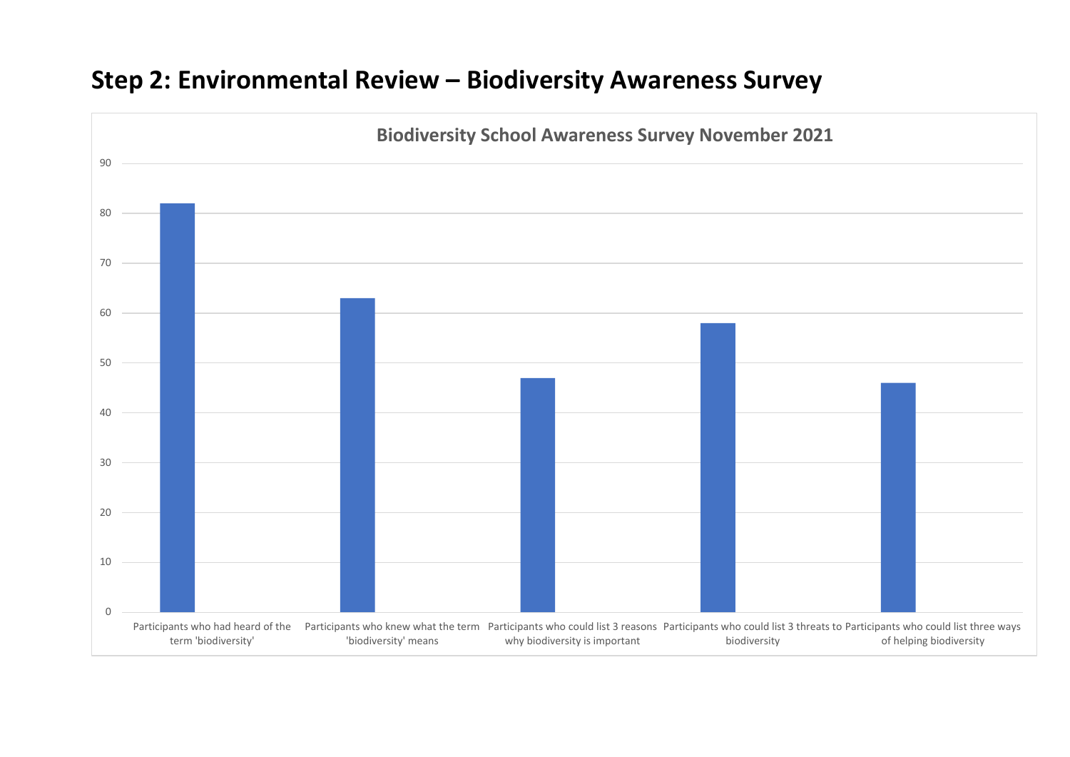## Step 2: Environmental Review – Biodiversity Awareness Survey

**Biodiversity School Awareness Survey November 2021**

| Category | Value |
|---|---|
| Participants who had heard of the term 'biodiversity' | 82 |
| Participants who knew what the term 'biodiversity' means | 63 |
| Participants who could list 3 reasons why biodiversity is important | 47 |
| Participants who could list 3 threats to biodiversity | 58 |
| Participants who could list three ways of helping biodiversity | 46 |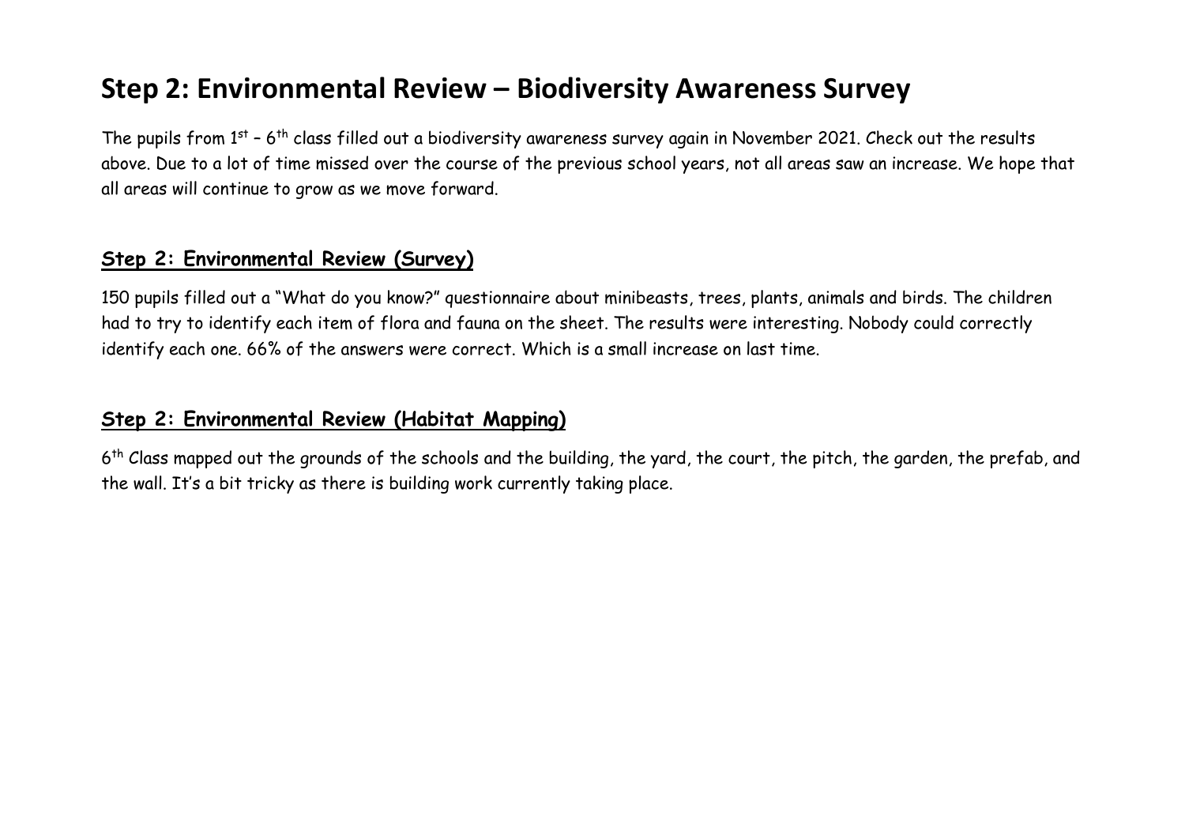# Step 2: Environmental Review – Biodiversity Awareness Survey

The pupils from 1st – 6th class filled out a biodiversity awareness survey again in November 2021. Check out the results above. Due to a lot of time missed over the course of the previous school years, not all areas saw an increase. We hope that all areas will continue to grow as we move forward.

## **Step 2: Environmental Review (Survey)**

150 pupils filled out a "What do you know?" questionnaire about minibeasts, trees, plants, animals and birds. The children had to try to identify each item of flora and fauna on the sheet. The results were interesting. Nobody could correctly identify each one. 66% of the answers were correct. Which is a small increase on last time.

## **Step 2: Environmental Review (Habitat Mapping)**

6th Class mapped out the grounds of the schools and the building, the yard, the court, the pitch, the garden, the prefab, and the wall. It's a bit tricky as there is building work currently taking place.